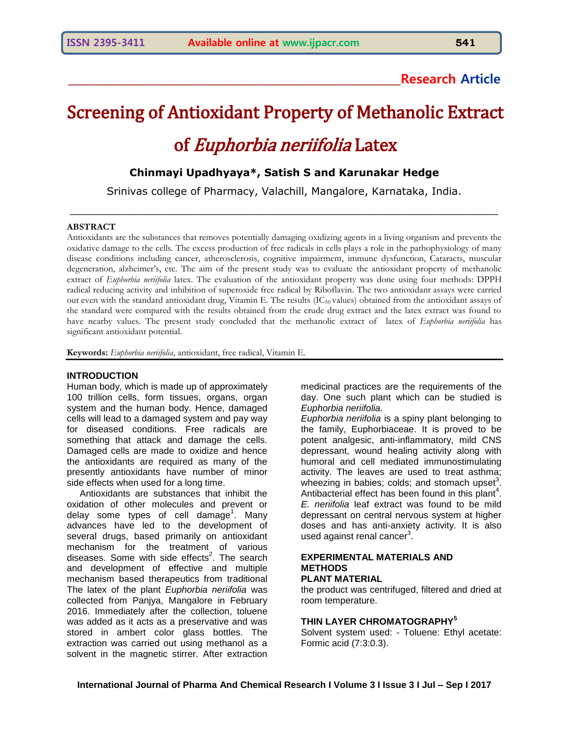Research Article

# Screening of Antioxidant Property of Methanolic Extract of *Euphorbia neriifolia* Latex

**Chinmayi Upadhyaya*, Satish S and Karunakar Hedge**

Srinivas college of Pharmacy, Valachill, Mangalore, Karnataka, India.

## ABSTRACT

Antioxidants are the substances that removes potentially damaging oxidizing agents in a living organism and prevents the oxidative damage to the cells. The excess production of free radicals in cells plays a role in the pathophysiology of many disease conditions including cancer, atherosclerosis, cognitive impairment, immune dysfunction, Cataracts, muscular degeneration, alzheimer's, etc. The aim of the present study was to evaluate the antioxidant property of methanolic extract of *Euphorbia neriifolia* latex. The evaluation of the antioxidant property was done using four methods: DPPH radical reducing activity and inhibition of superoxide free radical by Riboflavin. The two antioxidant assays were carried out even with the standard antioxidant drug, Vitamin E. The results ($IC_{50}$ values) obtained from the antioxidant assays of the standard were compared with the results obtained from the crude drug extract and the latex extract was found to have nearby values. The present study concluded that the methanolic extract of latex of *Euphorbia neriifolia* has significant antioxidant potential.

**Keywords:** *Euphorbia neriifolia*, antioxidant, free radical, Vitamin E.

## INTRODUCTION

Human body, which is made up of approximately 100 trillion cells, form tissues, organs, organ system and the human body. Hence, damaged cells will lead to a damaged system and pay way for diseased conditions. Free radicals are something that attack and damage the cells. Damaged cells are made to oxidize and hence the antioxidants are required as many of the presently antioxidants have number of minor side effects when used for a long time.

Antioxidants are substances that inhibit the oxidation of other molecules and prevent or delay some types of cell damage[1]. Many advances have led to the development of several drugs, based primarily on antioxidant mechanism for the treatment of various diseases. Some with side effects[2]. The search and development of effective and multiple mechanism based therapeutics from traditional medicinal practices are the requirements of the day. One such plant which can be studied is *Euphorbia neriifolia.*

*Euphorbia neriifolia* is a spiny plant belonging to the family, Euphorbiaceae. It is proved to be potent analgesic, anti-inflammatory, mild CNS depressant, wound healing activity along with humoral and cell mediated immunostimulating activity. The leaves are used to treat asthma; wheezing in babies; colds; and stomach upset[3]. Antibacterial effect has been found in this plant[4]. *E. neriifolia* leaf extract was found to be mild depressant on central nervous system at higher doses and has anti-anxiety activity. It is also used against renal cancer[3].

## EXPERIMENTAL MATERIALS AND METHODS

### PLANT MATERIAL

The latex of the plant *Euphorbia neriifolia* was collected from Panjya, Mangalore in February 2016. Immediately after the collection, toluene was added as it acts as a preservative and was stored in ambert color glass bottles. The extraction was carried out using methanol as a solvent in the magnetic stirrer. After extraction the product was centrifuged, filtered and dried at room temperature.

### THIN LAYER CHROMATOGRAPHY[5]

Solvent system used: - Toluene: Ethyl acetate: Formic acid (7:3:0.3).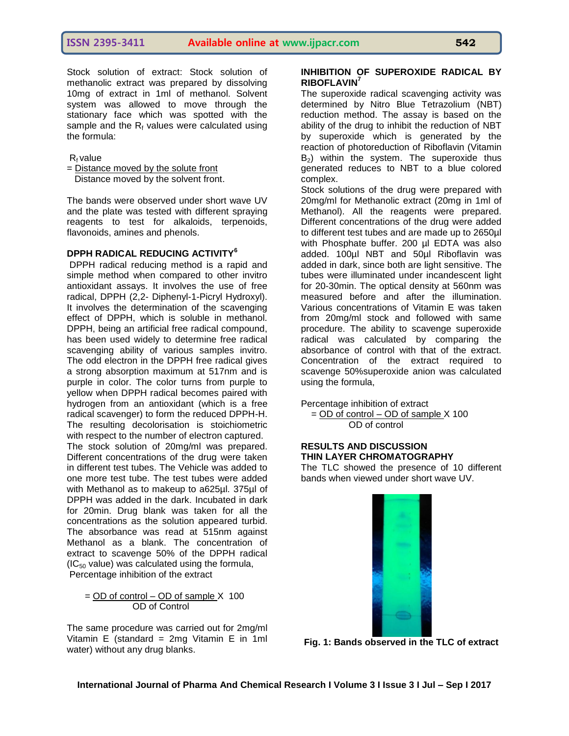Stock solution of extract: Stock solution of methanolic extract was prepared by dissolving 10mg of extract in 1ml of methanol. Solvent system was allowed to move through the stationary face which was spotted with the sample and the $R_f$ values were calculated using the formula:

$R_f$ value

$$= \frac{\text{Distance moved by the solute front}}{\text{Distance moved by the solvent front.}}$$

The bands were observed under short wave UV and the plate was tested with different spraying reagents to test for alkaloids, terpenoids, flavonoids, amines and phenols.

## DPPH RADICAL REDUCING ACTIVITY[6]

DPPH radical reducing method is a rapid and simple method when compared to other invitro antioxidant assays. It involves the use of free radical, DPPH (2,2- Diphenyl-1-Picryl Hydroxyl). It involves the determination of the scavenging effect of DPPH, which is soluble in methanol. DPPH, being an artificial free radical compound, has been used widely to determine free radical scavenging ability of various samples invitro. The odd electron in the DPPH free radical gives a strong absorption maximum at 517nm and is purple in color. The color turns from purple to yellow when DPPH radical becomes paired with hydrogen from an antioxidant (which is a free radical scavenger) to form the reduced DPPH-H. The resulting decolorisation is stoichiometric with respect to the number of electron captured.

The stock solution of 20mg/ml was prepared. Different concentrations of the drug were taken in different test tubes. The Vehicle was added to one more test tube. The test tubes were added with Methanol as to makeup to a625µl. 375µl of DPPH was added in the dark. Incubated in dark for 20min. Drug blank was taken for all the concentrations as the solution appeared turbid. The absorbance was read at 515nm against Methanol as a blank. The concentration of extract to scavenge 50% of the DPPH radical ($IC_{50}$ value) was calculated using the formula,

Percentage inhibition of the extract

$$= \frac{\text{OD of control} - \text{OD of sample}}{\text{OD of Control}} \times 100$$

The same procedure was carried out for 2mg/ml Vitamin E (standard = 2mg Vitamin E in 1ml water) without any drug blanks.

## INHIBITION OF SUPEROXIDE RADICAL BY RIBOFLAVIN[7]

The superoxide radical scavenging activity was determined by Nitro Blue Tetrazolium (NBT) reduction method. The assay is based on the ability of the drug to inhibit the reduction of NBT by superoxide which is generated by the reaction of photoreduction of Riboflavin (Vitamin $B_2$) within the system. The superoxide thus generated reduces to NBT to a blue colored complex.

Stock solutions of the drug were prepared with 20mg/ml for Methanolic extract (20mg in 1ml of Methanol). All the reagents were prepared. Different concentrations of the drug were added to different test tubes and are made up to 2650µl with Phosphate buffer. 200 µl EDTA was also added. 100µl NBT and 50µl Riboflavin was added in dark, since both are light sensitive. The tubes were illuminated under incandescent light for 20-30min. The optical density at 560nm was measured before and after the illumination. Various concentrations of Vitamin E was taken from 20mg/ml stock and followed with same procedure. The ability to scavenge superoxide radical was calculated by comparing the absorbance of control with that of the extract. Concentration of the extract required to scavenge 50%superoxide anion was calculated using the formula,

Percentage inhibition of extract

$$= \frac{\text{OD of control} - \text{OD of sample}}{\text{OD of control}} \times 100$$

## RESULTS AND DISCUSSION

### THIN LAYER CHROMATOGRAPHY

The TLC showed the presence of 10 different bands when viewed under short wave UV.

**Fig. 1: Bands observed in the TLC of extract**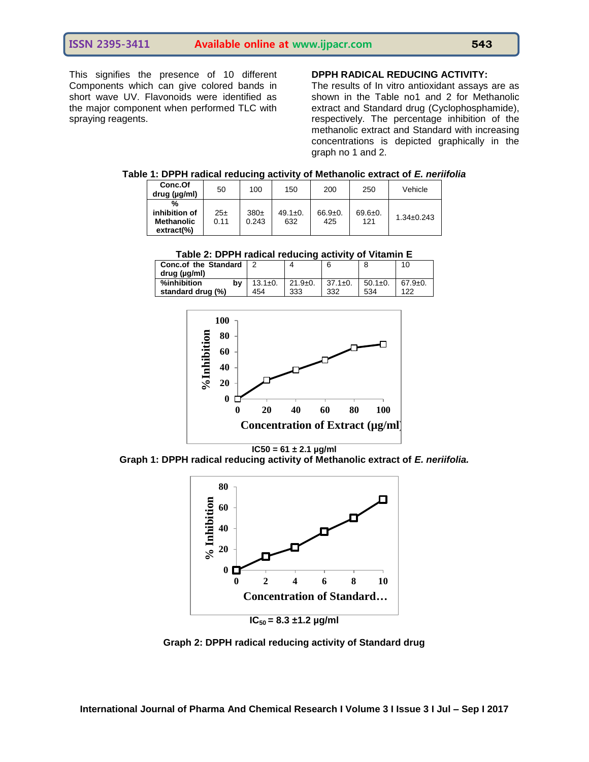This signifies the presence of 10 different Components which can give colored bands in short wave UV. Flavonoids were identified as the major component when performed TLC with spraying reagents.

**DPPH RADICAL REDUCING ACTIVITY:**

The results of In vitro antioxidant assays are as shown in the Table no1 and 2 for Methanolic extract and Standard drug (Cyclophosphamide), respectively. The percentage inhibition of the methanolic extract and Standard with increasing concentrations is depicted graphically in the graph no 1 and 2.

**Table 1: DPPH radical reducing activity of Methanolic extract of *E. neriifolia***

| Conc.Of drug (µg/ml) | 50 | 100 | 150 | 200 | 250 | Vehicle |
|---|---|---|---|---|---|---|
| % inhibition of Methanolic extract(%) | 25± 0.11 | 380± 0.243 | 49.1±0. 632 | 66.9±0. 425 | 69.6±0. 121 | 1.34±0.243 |

**Table 2: DPPH radical reducing activity of Vitamin E**

| Conc.of the Standard drug (µg/ml) | 2 | 4 | 6 | 8 | 10 |
|---|---|---|---|---|---|
| %inhibition by standard drug (%) | 13.1±0. 454 | 21.9±0. 333 | 37.1±0. 332 | 50.1±0. 534 | 67.9±0. 122 |

IC50 = 61 ± 2.1 µg/ml

**Graph 1: DPPH radical reducing activity of Methanolic extract of *E. neriifolia.***

$IC_{50}$ = 8.3 ±1.2 µg/ml

**Graph 2: DPPH radical reducing activity of Standard drug**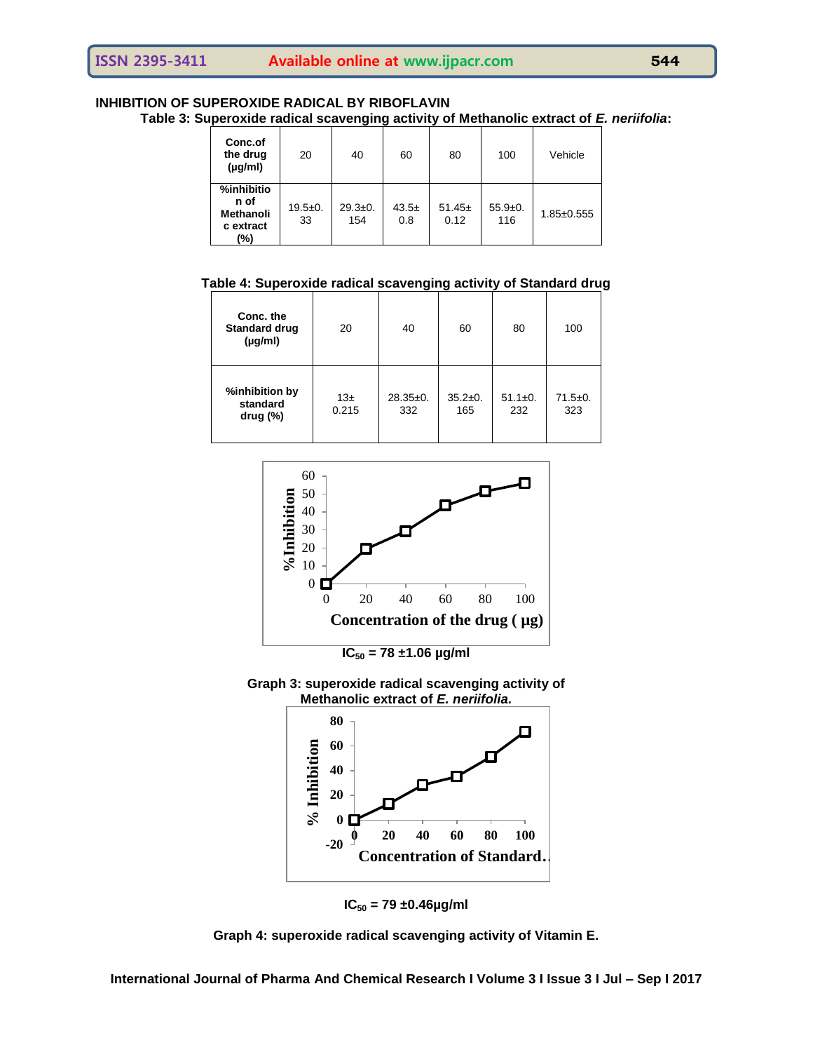### INHIBITION OF SUPEROXIDE RADICAL BY RIBOFLAVIN

**Table 3: Superoxide radical scavenging activity of Methanolic extract of *E. neriifolia*:**

| Conc.of the drug (µg/ml) | 20 | 40 | 60 | 80 | 100 | Vehicle |
|---|---|---|---|---|---|---|
| %inhibition of Methanolic extract (%) | 19.5±0.33 | 29.3±0.154 | 43.5±0.8 | 51.45±0.12 | 55.9±0.116 | 1.85±0.555 |

**Table 4: Superoxide radical scavenging activity of Standard drug**

| Conc. the Standard drug (µg/ml) | 20 | 40 | 60 | 80 | 100 |
|---|---|---|---|---|---|
| %inhibition by standard drug (%) | 13±0.215 | 28.35±0.332 | 35.2±0.165 | 51.1±0.232 | 71.5±0.323 |

$IC_{50}$ = 78 ±1.06 µg/ml

**Graph 3: superoxide radical scavenging activity of Methanolic extract of *E. neriifolia.***

$IC_{50}$ = 79 ±0.46µg/ml

**Graph 4: superoxide radical scavenging activity of Vitamin E.**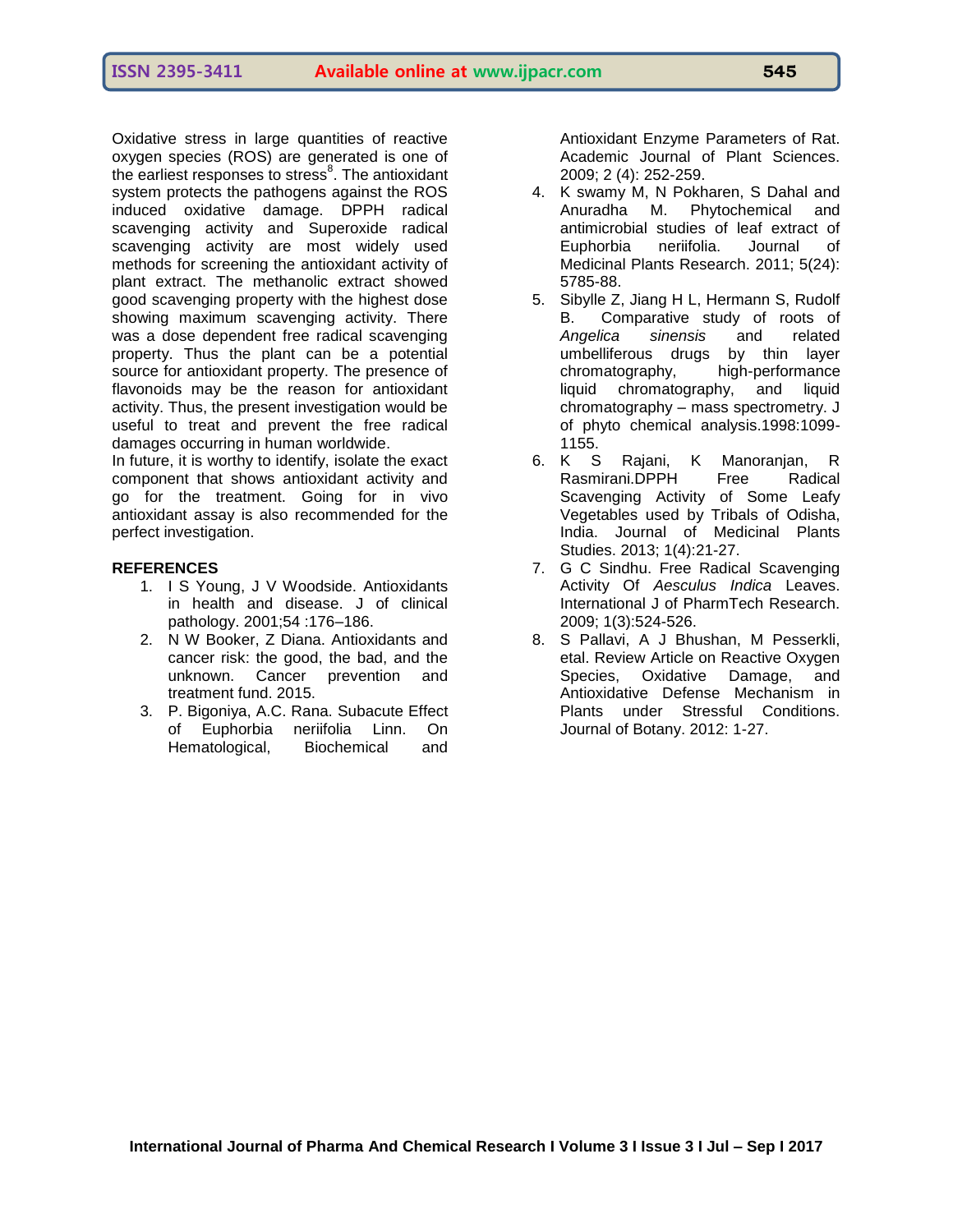Oxidative stress in large quantities of reactive oxygen species (ROS) are generated is one of the earliest responses to stress[8]. The antioxidant system protects the pathogens against the ROS induced oxidative damage. DPPH radical scavenging activity and Superoxide radical scavenging activity are most widely used methods for screening the antioxidant activity of plant extract. The methanolic extract showed good scavenging property with the highest dose showing maximum scavenging activity. There was a dose dependent free radical scavenging property. Thus the plant can be a potential source for antioxidant property. The presence of flavonoids may be the reason for antioxidant activity. Thus, the present investigation would be useful to treat and prevent the free radical damages occurring in human worldwide.

In future, it is worthy to identify, isolate the exact component that shows antioxidant activity and go for the treatment. Going for in vivo antioxidant assay is also recommended for the perfect investigation.

## REFERENCES

1. I S Young, J V Woodside. Antioxidants in health and disease. J of clinical pathology. 2001;54 :176–186.
2. N W Booker, Z Diana. Antioxidants and cancer risk: the good, the bad, and the unknown. Cancer prevention and treatment fund. 2015.
3. P. Bigoniya, A.C. Rana. Subacute Effect of Euphorbia neriifolia Linn. On Hematological, Biochemical and Antioxidant Enzyme Parameters of Rat. Academic Journal of Plant Sciences. 2009; 2 (4): 252-259.
4. K swamy M, N Pokharen, S Dahal and Anuradha M. Phytochemical and antimicrobial studies of leaf extract of Euphorbia neriifolia. Journal of Medicinal Plants Research. 2011; 5(24): 5785-88.
5. Sibylle Z, Jiang H L, Hermann S, Rudolf B. Comparative study of roots of *Angelica sinensis* and related umbelliferous drugs by thin layer chromatography, high-performance liquid chromatography, and liquid chromatography – mass spectrometry. J of phyto chemical analysis.1998:1099-1155.
6. K S Rajani, K Manoranjan, R Rasmirani.DPPH Free Radical Scavenging Activity of Some Leafy Vegetables used by Tribals of Odisha, India. Journal of Medicinal Plants Studies. 2013; 1(4):21-27.
7. G C Sindhu. Free Radical Scavenging Activity Of *Aesculus Indica* Leaves. International J of PharmTech Research. 2009; 1(3):524-526.
8. S Pallavi, A J Bhushan, M Pesserkli, etal. Review Article on Reactive Oxygen Species, Oxidative Damage, and Antioxidative Defense Mechanism in Plants under Stressful Conditions. Journal of Botany. 2012: 1-27.